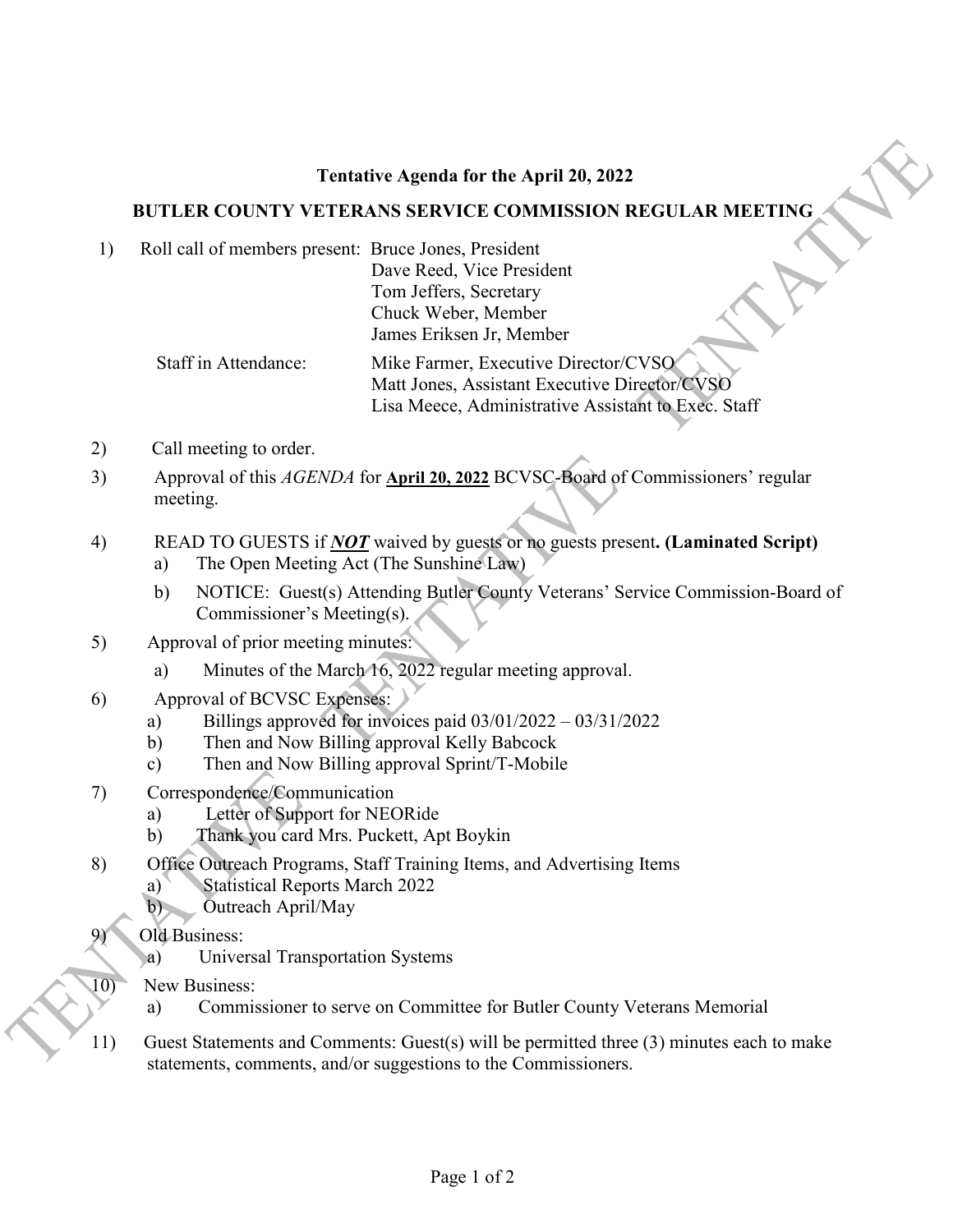## Tentative Agenda for the April 20, 2022

## BUTLER COUNTY VETERANS SERVICE COMMISSION REGULAR MEETING

1) Roll call of members present: Bruce Jones, President
   Dave Reed, Vice President
   Tom Jeffers, Secretary
   Chuck Weber, Member
   James Eriksen Jr, Member

   Staff in Attendance: Mike Farmer, Executive Director/CVSO
   Matt Jones, Assistant Executive Director/CVSO
   Lisa Meece, Administrative Assistant to Exec. Staff

2) Call meeting to order.

3) Approval of this *AGENDA* for **April 20, 2022** BCVSC-Board of Commissioners' regular meeting.

4) READ TO GUESTS if ***NOT*** waived by guests or no guests present**. (Laminated Script)**
   a) The Open Meeting Act (The Sunshine Law)
   b) NOTICE: Guest(s) Attending Butler County Veterans' Service Commission-Board of Commissioner's Meeting(s).

5) Approval of prior meeting minutes:
   a) Minutes of the March 16, 2022 regular meeting approval.

6) Approval of BCVSC Expenses:
   a) Billings approved for invoices paid 03/01/2022 – 03/31/2022
   b) Then and Now Billing approval Kelly Babcock
   c) Then and Now Billing approval Sprint/T-Mobile

7) Correspondence/Communication
   a) Letter of Support for NEORide
   b) Thank you card Mrs. Puckett, Apt Boykin

8) Office Outreach Programs, Staff Training Items, and Advertising Items
   a) Statistical Reports March 2022
   b) Outreach April/May

9) Old Business:
   a) Universal Transportation Systems

10) New Business:
   a) Commissioner to serve on Committee for Butler County Veterans Memorial

11) Guest Statements and Comments: Guest(s) will be permitted three (3) minutes each to make statements, comments, and/or suggestions to the Commissioners.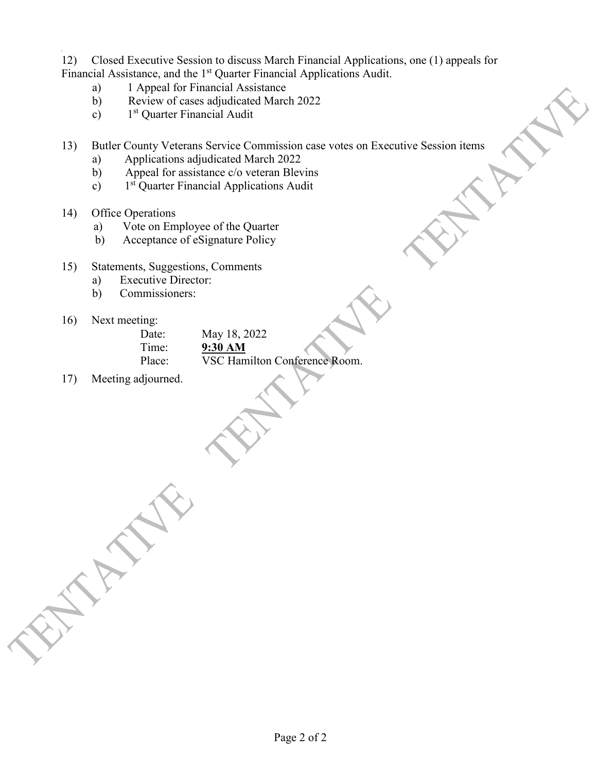12) Closed Executive Session to discuss March Financial Applications, one (1) appeals for Financial Assistance, and the 1st Quarter Financial Applications Audit.

a) 1 Appeal for Financial Assistance
b) Review of cases adjudicated March 2022
c) 1st Quarter Financial Audit

13) Butler County Veterans Service Commission case votes on Executive Session items

a) Applications adjudicated March 2022
b) Appeal for assistance c/o veteran Blevins
c) 1st Quarter Financial Applications Audit

14) Office Operations

a) Vote on Employee of the Quarter
b) Acceptance of eSignature Policy

15) Statements, Suggestions, Comments

a) Executive Director:
b) Commissioners:

16) Next meeting:

| | |
|---|---|
| Date: | May 18, 2022 |
| Time: | **9:30 AM** |
| Place: | VSC Hamilton Conference Room. |

17) Meeting adjourned.